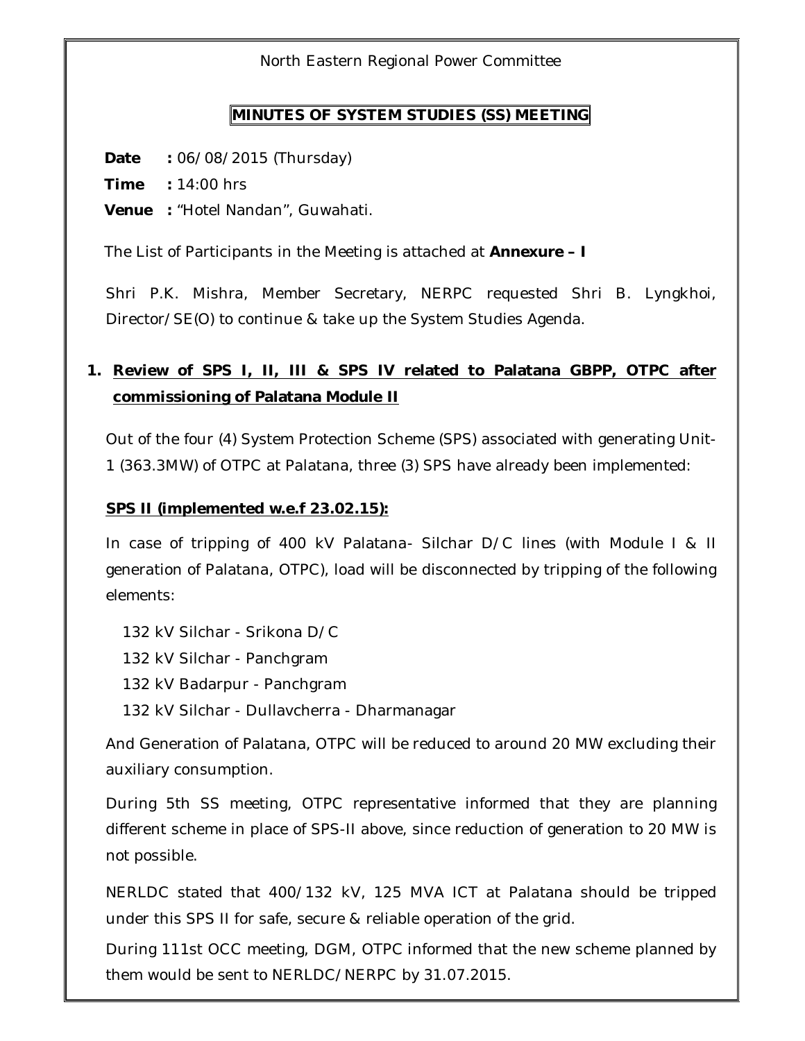North Eastern Regional Power Committee

# MINUTES OF SYSTEM STUDIES (SS) MEETING

**Date** **:** 06/08/2015 (Thursday)

**Time** **:** 14:00 hrs

**Venue** **:** "Hotel Nandan", Guwahati.

The List of Participants in the Meeting is attached at **Annexure – I**

Shri P.K. Mishra, Member Secretary, NERPC requested Shri B. Lyngkhoi, Director/SE(O) to continue & take up the System Studies Agenda.

## 1. Review of SPS I, II, III & SPS IV related to Palatana GBPP, OTPC after commissioning of Palatana Module II

Out of the four (4) System Protection Scheme (SPS) associated with generating Unit-1 (363.3MW) of OTPC at Palatana, three (3) SPS have already been implemented:

### SPS II (implemented w.e.f 23.02.15):

In case of tripping of 400 kV Palatana- Silchar D/C lines (with Module I & II generation of Palatana, OTPC), load will be disconnected by tripping of the following elements:

- 132 kV Silchar - Srikona D/C
- 132 kV Silchar - Panchgram
- 132 kV Badarpur - Panchgram
- 132 kV Silchar - Dullavcherra - Dharmanagar

And Generation of Palatana, OTPC will be reduced to around 20 MW excluding their auxiliary consumption.

During 5th SS meeting, OTPC representative informed that they are planning different scheme in place of SPS-II above, since reduction of generation to 20 MW is not possible.

NERLDC stated that 400/132 kV, 125 MVA ICT at Palatana should be tripped under this SPS II for safe, secure & reliable operation of the grid.

During 111st OCC meeting, DGM, OTPC informed that the new scheme planned by them would be sent to NERLDC/NERPC by 31.07.2015.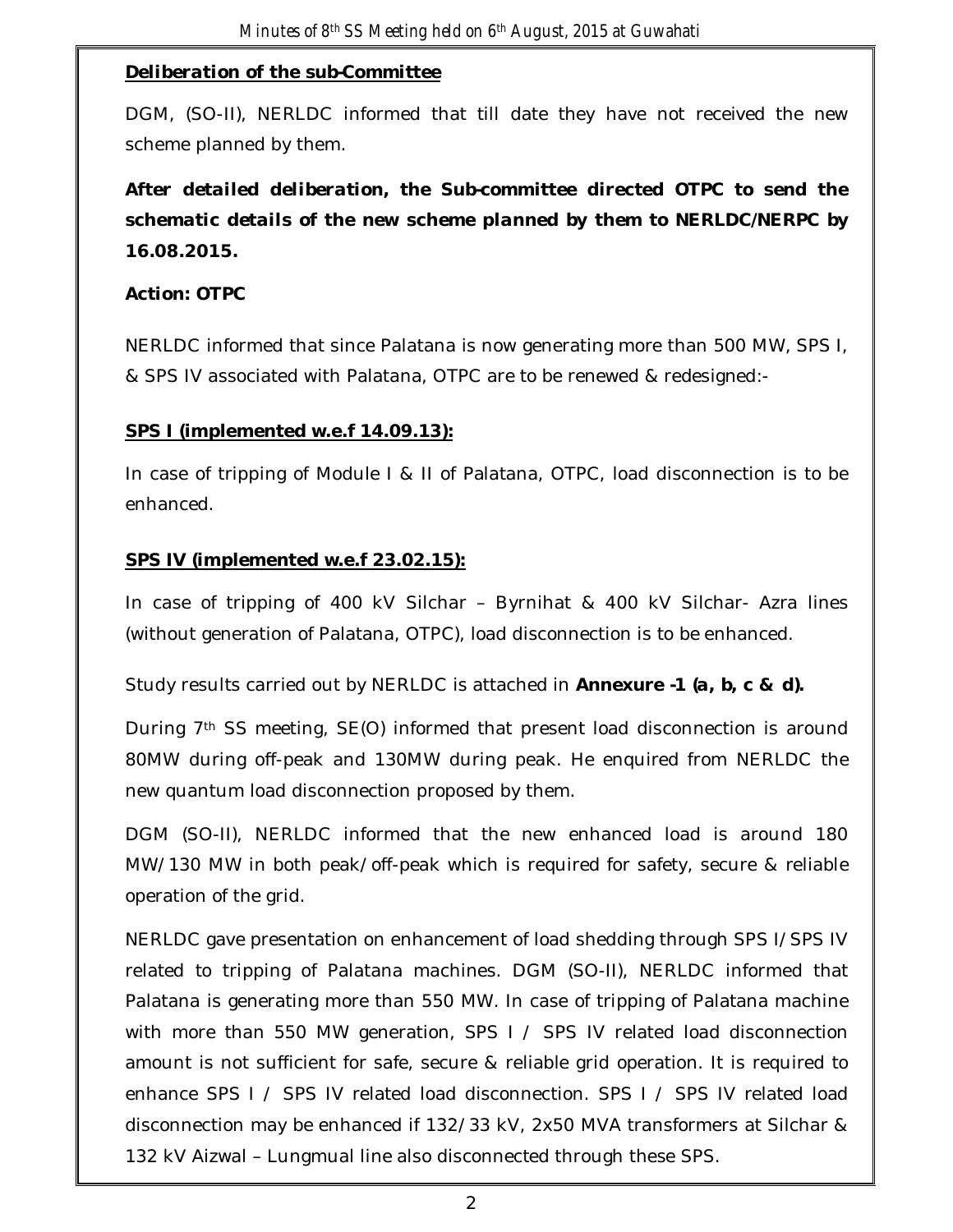***Deliberation of the sub-Committee***

DGM, (SO-II), NERLDC informed that till date they have not received the new scheme planned by them.

***After detailed deliberation, the Sub-committee directed OTPC to send the schematic details of the new scheme planned by them to NERLDC/NERPC by 16.08.2015.***

**Action: OTPC**

NERLDC informed that since Palatana is now generating more than 500 MW, SPS I, & SPS IV associated with Palatana, OTPC are to be renewed & redesigned:-

**SPS I (implemented w.e.f 14.09.13):**

In case of tripping of Module I & II of Palatana, OTPC, load disconnection is to be enhanced.

**SPS IV (implemented w.e.f 23.02.15):**

In case of tripping of 400 kV Silchar – Byrnihat & 400 kV Silchar- Azra lines (without generation of Palatana, OTPC), load disconnection is to be enhanced.

Study results carried out by NERLDC is attached in **Annexure -1 (a, b, c & d).**

During 7th SS meeting, SE(O) informed that present load disconnection is around 80MW during off-peak and 130MW during peak. He enquired from NERLDC the new quantum load disconnection proposed by them.

DGM (SO-II), NERLDC informed that the new enhanced load is around 180 MW/130 MW in both peak/off-peak which is required for safety, secure & reliable operation of the grid.

NERLDC gave presentation on enhancement of load shedding through SPS I/SPS IV related to tripping of Palatana machines. DGM (SO-II), NERLDC informed that Palatana is generating more than 550 MW. In case of tripping of Palatana machine with more than 550 MW generation, SPS I / SPS IV related load disconnection amount is not sufficient for safe, secure & reliable grid operation. It is required to enhance SPS I / SPS IV related load disconnection. SPS I / SPS IV related load disconnection may be enhanced if 132/33 kV, 2x50 MVA transformers at Silchar & 132 kV Aizwal – Lungmual line also disconnected through these SPS.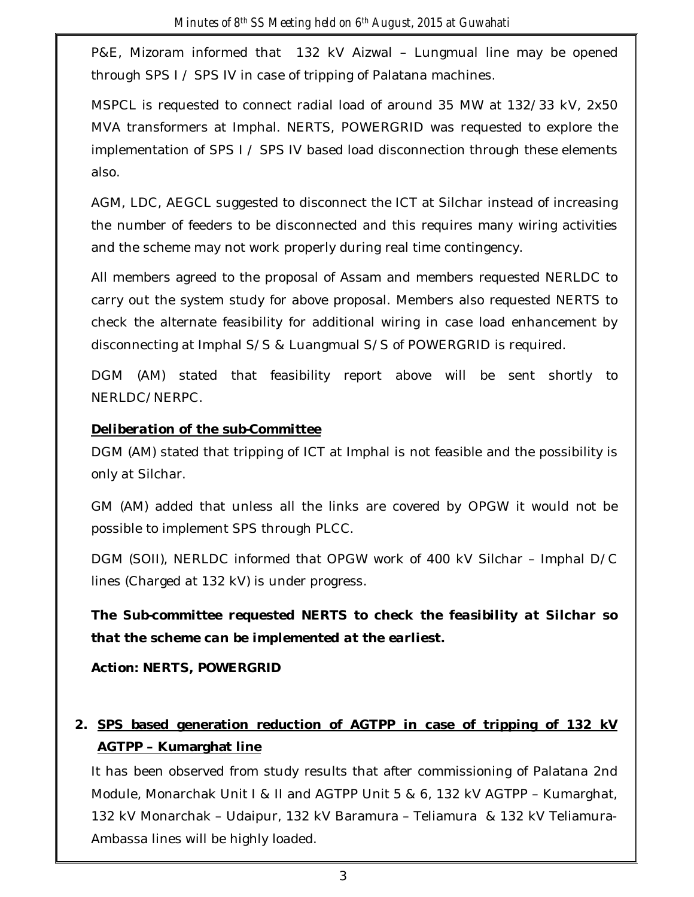P&E, Mizoram informed that 132 kV Aizwal – Lungmual line may be opened through SPS I / SPS IV in case of tripping of Palatana machines.

MSPCL is requested to connect radial load of around 35 MW at 132/33 kV, 2x50 MVA transformers at Imphal. NERTS, POWERGRID was requested to explore the implementation of SPS I / SPS IV based load disconnection through these elements also.

AGM, LDC, AEGCL suggested to disconnect the ICT at Silchar instead of increasing the number of feeders to be disconnected and this requires many wiring activities and the scheme may not work properly during real time contingency.

All members agreed to the proposal of Assam and members requested NERLDC to carry out the system study for above proposal. Members also requested NERTS to check the alternate feasibility for additional wiring in case load enhancement by disconnecting at Imphal S/S & Luangmual S/S of POWERGRID is required.

DGM (AM) stated that feasibility report above will be sent shortly to NERLDC/NERPC.

***Deliberation of the sub-Committee***

DGM (AM) stated that tripping of ICT at Imphal is not feasible and the possibility is only at Silchar.

GM (AM) added that unless all the links are covered by OPGW it would not be possible to implement SPS through PLCC.

DGM (SOII), NERLDC informed that OPGW work of 400 kV Silchar – Imphal D/C lines (Charged at 132 kV) is under progress.

***The Sub-committee requested NERTS to check the feasibility at Silchar so that the scheme can be implemented at the earliest.***

**Action: NERTS, POWERGRID**

## 2. SPS based generation reduction of AGTPP in case of tripping of 132 kV AGTPP – Kumarghat line

It has been observed from study results that after commissioning of Palatana 2nd Module, Monarchak Unit I & II and AGTPP Unit 5 & 6, 132 kV AGTPP – Kumarghat, 132 kV Monarchak – Udaipur, 132 kV Baramura – Teliamura & 132 kV Teliamura-Ambassa lines will be highly loaded.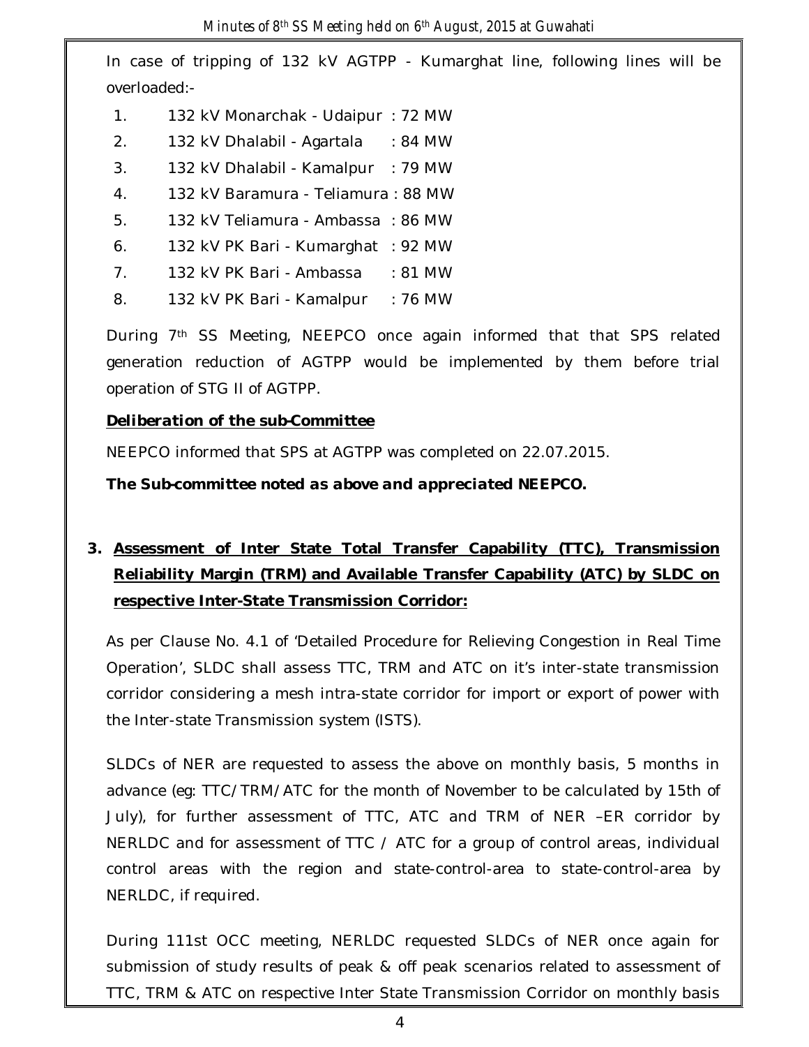In case of tripping of 132 kV AGTPP - Kumarghat line, following lines will be overloaded:-

1. 132 kV Monarchak - Udaipur : 72 MW
2. 132 kV Dhalabil - Agartala : 84 MW
3. 132 kV Dhalabil - Kamalpur : 79 MW
4. 132 kV Baramura - Teliamura : 88 MW
5. 132 kV Teliamura - Ambassa : 86 MW
6. 132 kV PK Bari - Kumarghat : 92 MW
7. 132 kV PK Bari - Ambassa : 81 MW
8. 132 kV PK Bari - Kamalpur : 76 MW

During 7th SS Meeting, NEEPCO once again informed that that SPS related generation reduction of AGTPP would be implemented by them before trial operation of STG II of AGTPP.

***Deliberation of the sub-Committee***

NEEPCO informed that SPS at AGTPP was completed on 22.07.2015.

***The Sub-committee noted as above and appreciated NEEPCO.***

## 3. Assessment of Inter State Total Transfer Capability (TTC), Transmission Reliability Margin (TRM) and Available Transfer Capability (ATC) by SLDC on respective Inter-State Transmission Corridor:

As per Clause No. 4.1 of 'Detailed Procedure for Relieving Congestion in Real Time Operation', SLDC shall assess TTC, TRM and ATC on it's inter-state transmission corridor considering a mesh intra-state corridor for import or export of power with the Inter-state Transmission system (ISTS).

SLDCs of NER are requested to assess the above on monthly basis, 5 months in advance (eg: TTC/TRM/ATC for the month of November to be calculated by 15th of July), for further assessment of TTC, ATC and TRM of NER –ER corridor by NERLDC and for assessment of TTC / ATC for a group of control areas, individual control areas with the region and state-control-area to state-control-area by NERLDC, if required.

During 111st OCC meeting, NERLDC requested SLDCs of NER once again for submission of study results of peak & off peak scenarios related to assessment of TTC, TRM & ATC on respective Inter State Transmission Corridor on monthly basis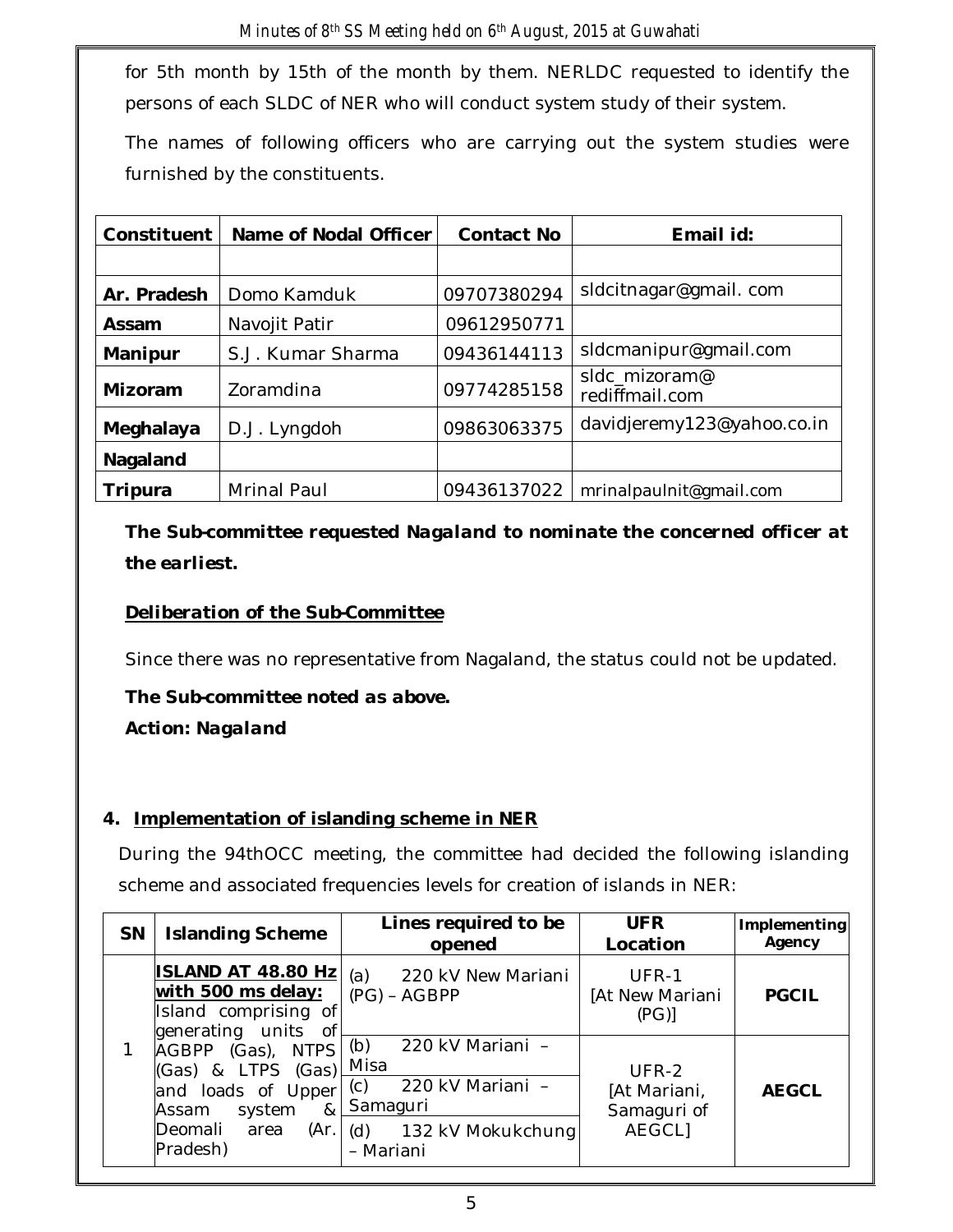for 5th month by 15th of the month by them. NERLDC requested to identify the persons of each SLDC of NER who will conduct system study of their system.

The names of following officers who are carrying out the system studies were furnished by the constituents.

| Constituent | Name of Nodal Officer | Contact No | Email id: |
|---|---|---|---|
| | | | |
| **Ar. Pradesh** | Domo Kamduk | 09707380294 | sldcitnagar@gmail. com |
| **Assam** | Navojit Patir | 09612950771 | |
| **Manipur** | S.J. Kumar Sharma | 09436144113 | sldcmanipur@gmail.com |
| **Mizoram** | Zoramdina | 09774285158 | sldc_mizoram@ rediffmail.com |
| **Meghalaya** | D.J. Lyngdoh | 09863063375 | davidjeremy123@yahoo.co.in |
| **Nagaland** | | | |
| **Tripura** | Mrinal Paul | 09436137022 | mrinalpaulnit@gmail.com |

***The Sub-committee requested Nagaland to nominate the concerned officer at the earliest.***

***Deliberation of the Sub-Committee***

Since there was no representative from Nagaland, the status could not be updated.

***The Sub-committee noted as above.***

***Action: Nagaland***

## 4. Implementation of islanding scheme in NER

During the 94thOCC meeting, the committee had decided the following islanding scheme and associated frequencies levels for creation of islands in NER:

| SN | Islanding Scheme | Lines required to be opened | UFR Location | Implementing Agency |
|---|---|---|---|---|
| 1 | **ISLAND AT 48.80 Hz with 500 ms delay:** Island comprising of generating units of AGBPP (Gas), NTPS (Gas) & LTPS (Gas) and loads of Upper Assam system & Deomali area (Ar. Pradesh) | (a) 220 kV New Mariani (PG) – AGBPP | UFR-1 [At New Mariani (PG)] | **PGCIL** |
| | | (b) 220 kV Mariani – Misa | UFR-2 [At Mariani, Samaguri of AEGCL] | **AEGCL** |
| | | (c) 220 kV Mariani – Samaguri | | |
| | | (d) 132 kV Mokukchung – Mariani | | |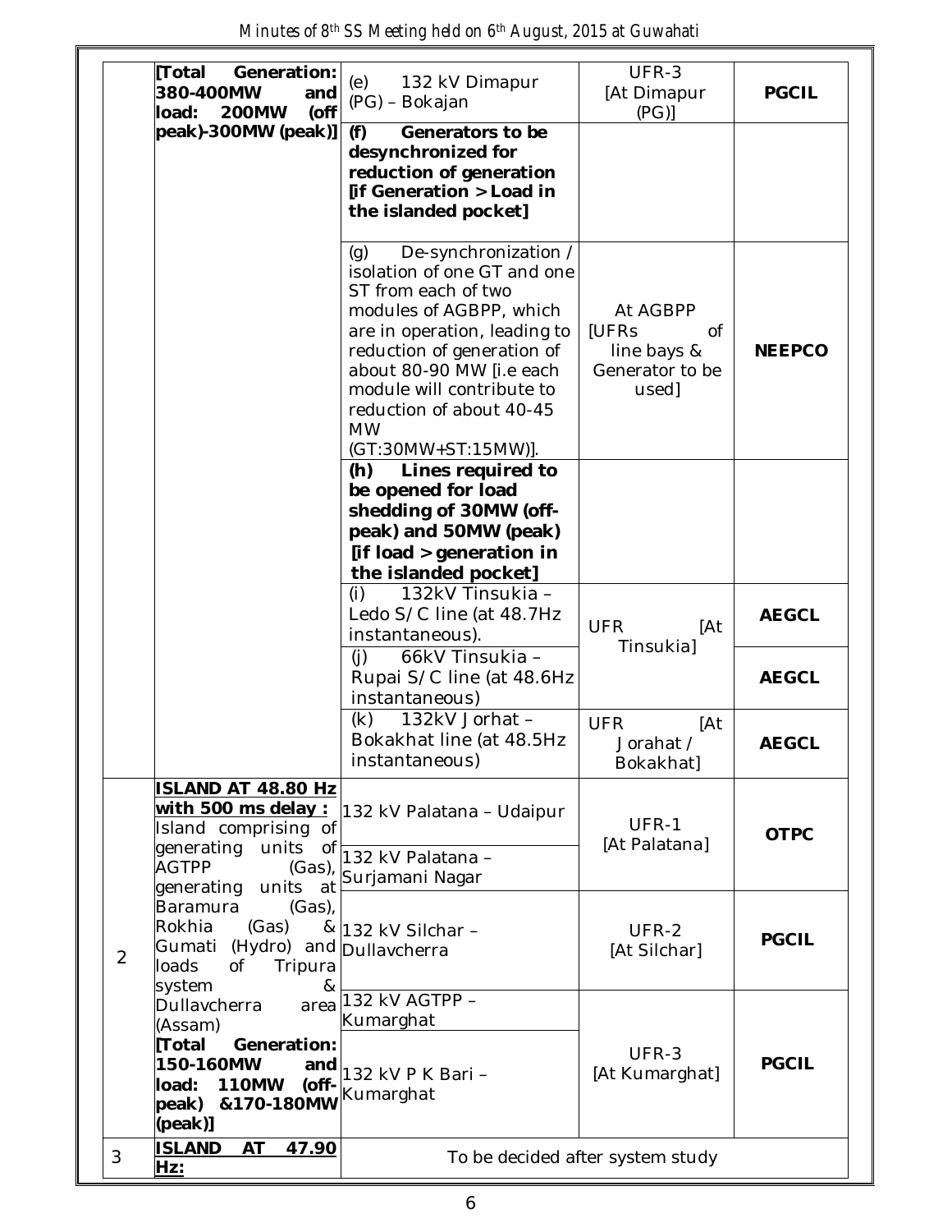| | | | | |
|---|---|---|---|---|
| | **[Total Generation: 380-400MW and load: 200MW (off peak)-300MW (peak)]** | (e) 132 kV Dimapur (PG) – Bokajan | UFR-3 [At Dimapur (PG)] | **PGCIL** |
| | | **(f) Generators to be desynchronized for reduction of generation [if Generation > Load in the islanded pocket]** | | |
| | | (g) De-synchronization / isolation of one GT and one ST from each of two modules of AGBPP, which are in operation, leading to reduction of generation of about 80-90 MW [i.e each module will contribute to reduction of about 40-45 MW (GT:30MW+ST:15MW)]. | At AGBPP [UFRs of line bays & Generator to be used] | **NEEPCO** |
| | | **(h) Lines required to be opened for load shedding of 30MW (off-peak) and 50MW (peak) [if load > generation in the islanded pocket]** | | |
| | | (i) 132kV Tinsukia – Ledo S/C line (at 48.7Hz instantaneous). | UFR [At Tinsukia] | **AEGCL** |
| | | (j) 66kV Tinsukia – Rupai S/C line (at 48.6Hz instantaneous) | | **AEGCL** |
| | | (k) 132kV Jorhat – Bokakhat line (at 48.5Hz instantaneous) | UFR [At Jorahat / Bokakhat] | **AEGCL** |
| 2 | **ISLAND AT 48.80 Hz with 500 ms delay :** Island comprising of generating units of AGTPP (Gas), generating units at Baramura (Gas), Rokhia (Gas) & Gumati (Hydro) and loads of Tripura system & Dullavcherra area (Assam) **[Total Generation: 150-160MW and load: 110MW (off-peak) &170-180MW (peak)]** | 132 kV Palatana – Udaipur | UFR-1 [At Palatana] | **OTPC** |
| | | 132 kV Palatana – Surjamani Nagar | | |
| | | 132 kV Silchar – Dullavcherra | UFR-2 [At Silchar] | **PGCIL** |
| | | 132 kV AGTPP – Kumarghat | UFR-3 [At Kumarghat] | **PGCIL** |
| | | 132 kV P K Bari – Kumarghat | | |
| 3 | **ISLAND AT 47.90 Hz:** | To be decided after system study | | |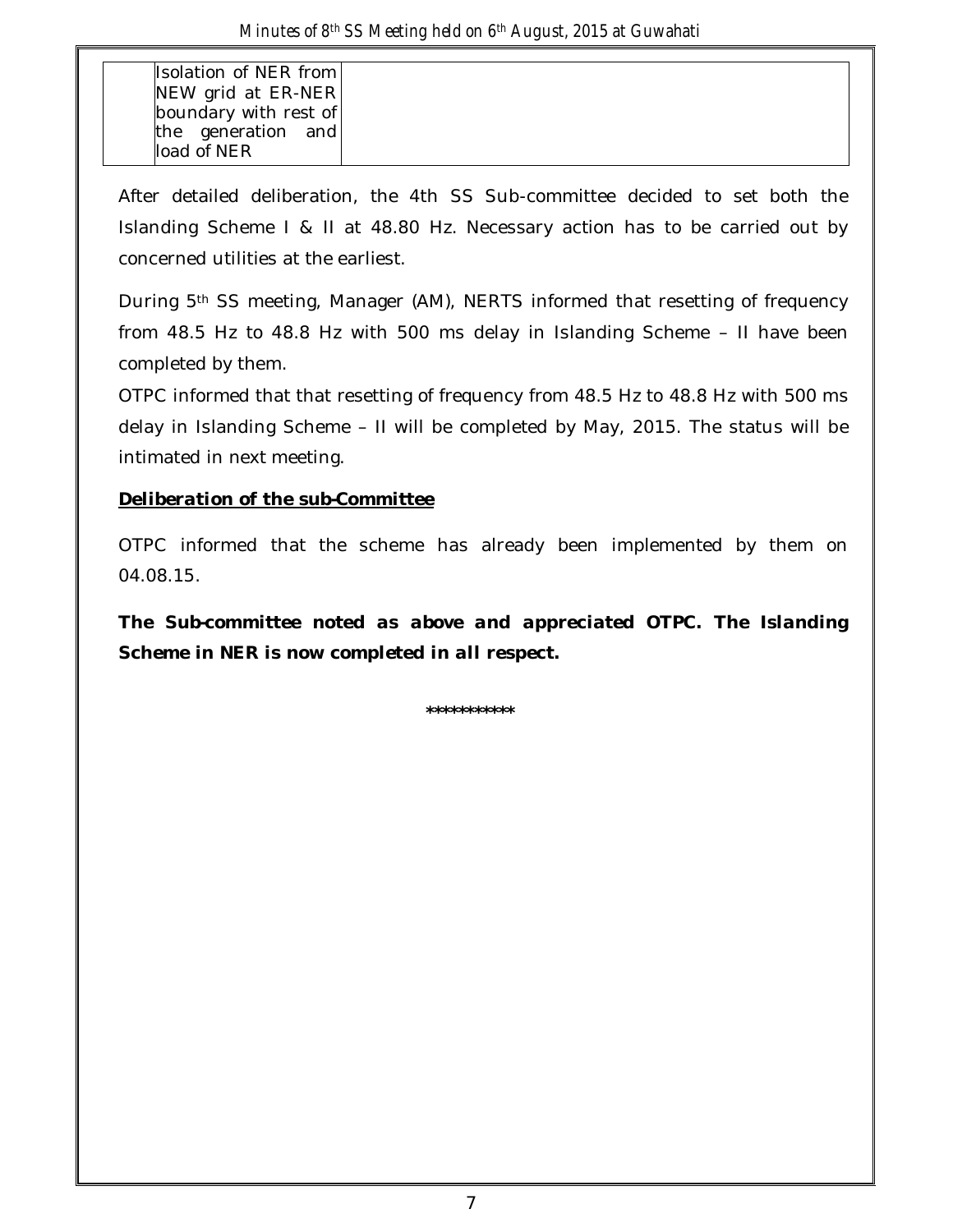| | Isolation of NER from NEW grid at ER-NER boundary with rest of the generation and load of NER | |
|---|---|---|

After detailed deliberation, the 4th SS Sub-committee decided to set both the Islanding Scheme I & II at 48.80 Hz. Necessary action has to be carried out by concerned utilities at the earliest.

During 5th SS meeting, Manager (AM), NERTS informed that resetting of frequency from 48.5 Hz to 48.8 Hz with 500 ms delay in Islanding Scheme – II have been completed by them.

OTPC informed that that resetting of frequency from 48.5 Hz to 48.8 Hz with 500 ms delay in Islanding Scheme – II will be completed by May, 2015. The status will be intimated in next meeting.

***Deliberation of the sub-Committee***

OTPC informed that the scheme has already been implemented by them on 04.08.15.

***The Sub-committee noted as above and appreciated OTPC. The Islanding Scheme in NER is now completed in all respect.***

***********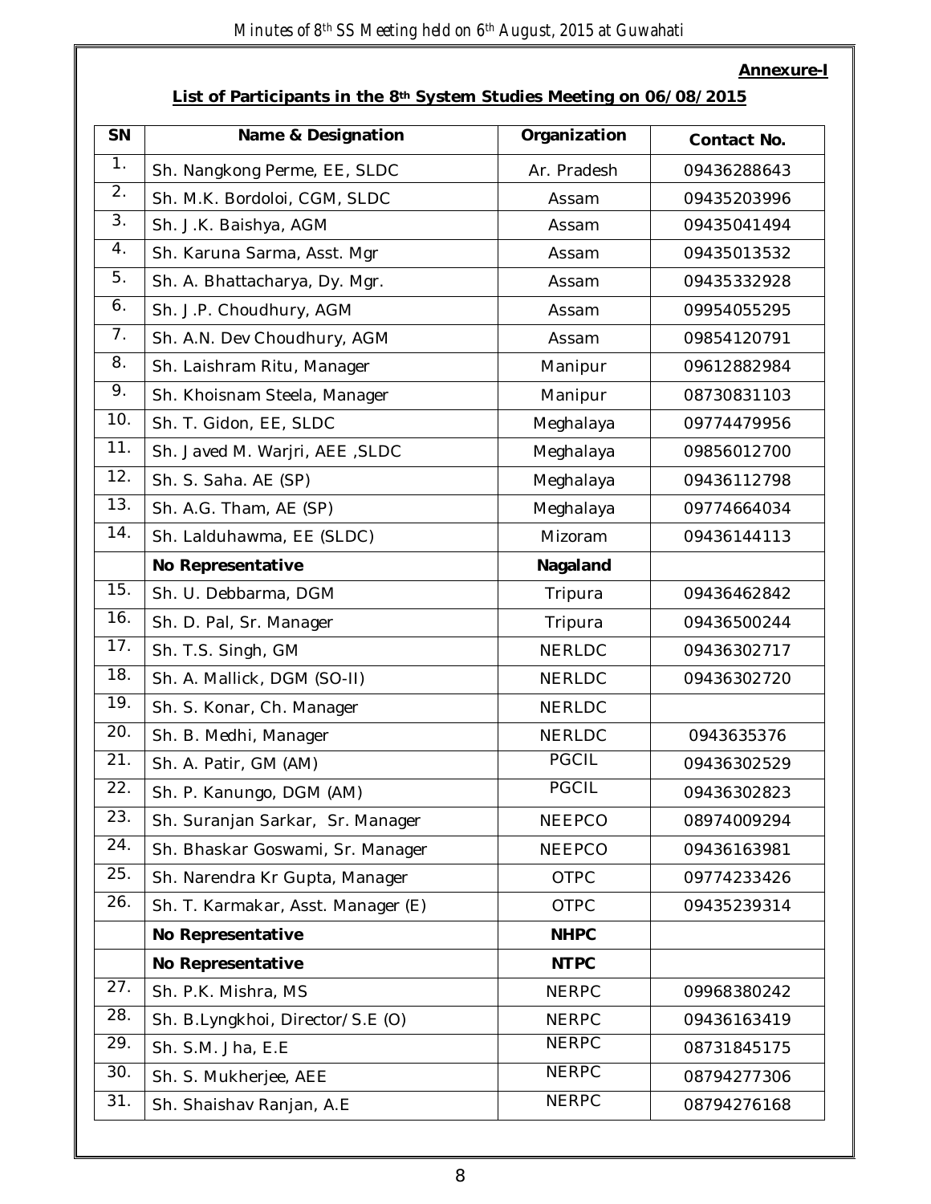**Annexure-I**

**List of Participants in the 8th System Studies Meeting on 06/08/2015**

| SN | Name & Designation | Organization | Contact No. |
|---|---|---|---|
| 1. | Sh. Nangkong Perme, EE, SLDC | Ar. Pradesh | 09436288643 |
| 2. | Sh. M.K. Bordoloi, CGM, SLDC | Assam | 09435203996 |
| 3. | Sh. J.K. Baishya, AGM | Assam | 09435041494 |
| 4. | Sh. Karuna Sarma, Asst. Mgr | Assam | 09435013532 |
| 5. | Sh. A. Bhattacharya, Dy. Mgr. | Assam | 09435332928 |
| 6. | Sh. J.P. Choudhury, AGM | Assam | 09954055295 |
| 7. | Sh. A.N. Dev Choudhury, AGM | Assam | 09854120791 |
| 8. | Sh. Laishram Ritu, Manager | Manipur | 09612882984 |
| 9. | Sh. Khoisnam Steela, Manager | Manipur | 08730831103 |
| 10. | Sh. T. Gidon, EE, SLDC | Meghalaya | 09774479956 |
| 11. | Sh. Javed M. Warjri, AEE ,SLDC | Meghalaya | 09856012700 |
| 12. | Sh. S. Saha. AE (SP) | Meghalaya | 09436112798 |
| 13. | Sh. A.G. Tham, AE (SP) | Meghalaya | 09774664034 |
| 14. | Sh. Lalduhawma, EE (SLDC) | Mizoram | 09436144113 |
| | **No Representative** | **Nagaland** | |
| 15. | Sh. U. Debbarma, DGM | Tripura | 09436462842 |
| 16. | Sh. D. Pal, Sr. Manager | Tripura | 09436500244 |
| 17. | Sh. T.S. Singh, GM | NERLDC | 09436302717 |
| 18. | Sh. A. Mallick, DGM (SO-II) | NERLDC | 09436302720 |
| 19. | Sh. S. Konar, Ch. Manager | NERLDC | |
| 20. | Sh. B. Medhi, Manager | NERLDC | 0943635376 |
| 21. | Sh. A. Patir, GM (AM) | PGCIL | 09436302529 |
| 22. | Sh. P. Kanungo, DGM (AM) | PGCIL | 09436302823 |
| 23. | Sh. Suranjan Sarkar, Sr. Manager | NEEPCO | 08974009294 |
| 24. | Sh. Bhaskar Goswami, Sr. Manager | NEEPCO | 09436163981 |
| 25. | Sh. Narendra Kr Gupta, Manager | OTPC | 09774233426 |
| 26. | Sh. T. Karmakar, Asst. Manager (E) | OTPC | 09435239314 |
| | **No Representative** | **NHPC** | |
| | **No Representative** | **NTPC** | |
| 27. | Sh. P.K. Mishra, MS | NERPC | 09968380242 |
| 28. | Sh. B.Lyngkhoi, Director/S.E (O) | NERPC | 09436163419 |
| 29. | Sh. S.M. Jha, E.E | NERPC | 08731845175 |
| 30. | Sh. S. Mukherjee, AEE | NERPC | 08794277306 |
| 31. | Sh. Shaishav Ranjan, A.E | NERPC | 08794276168 |